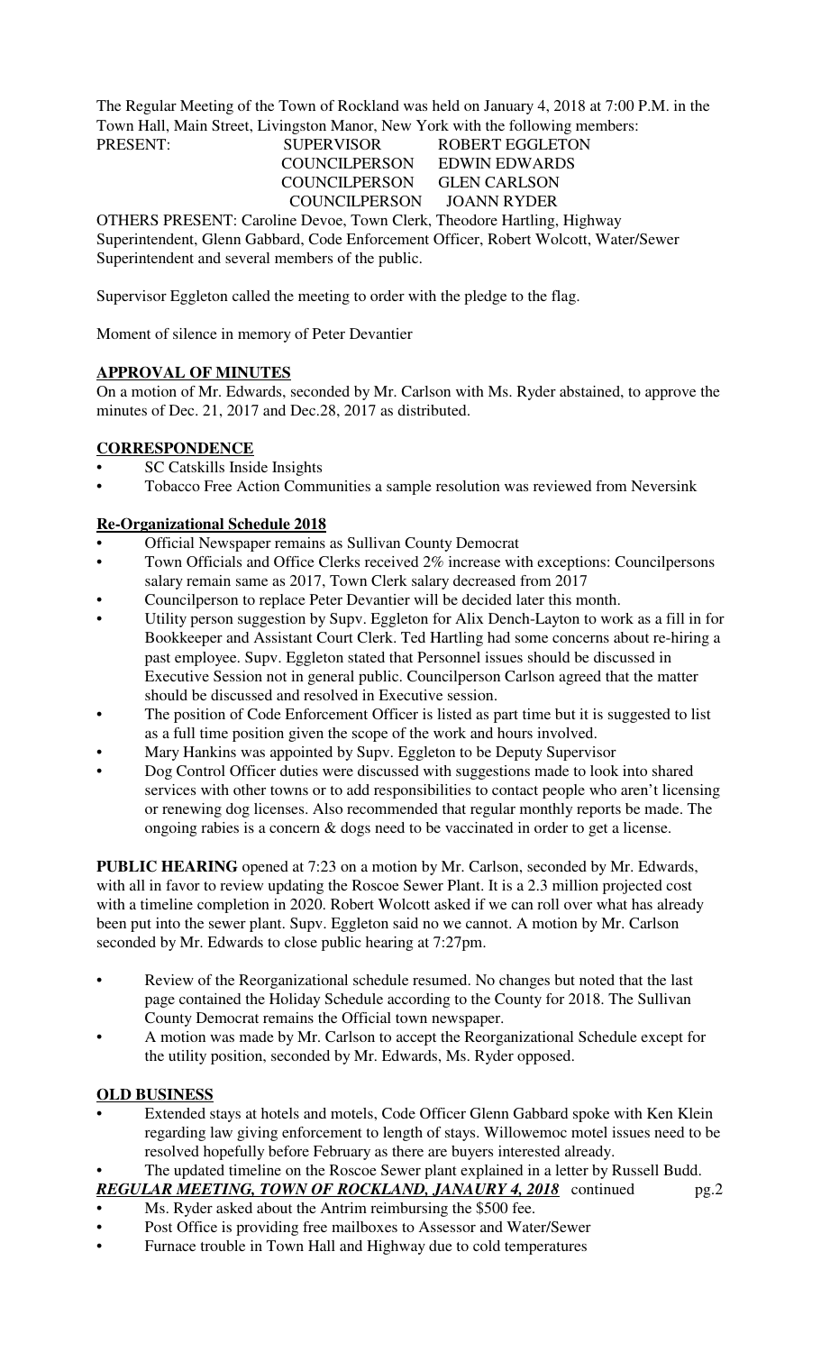The Regular Meeting of the Town of Rockland was held on January 4, 2018 at 7:00 P.M. in the Town Hall, Main Street, Livingston Manor, New York with the following members:

PRESENT: SUPERVISOR ROBERT EGGLETON
COUNCILPERSON EDWIN EDWARDS
COUNCILPERSON GLEN CARLSON
COUNCILPERSON JOANN RYDER

OTHERS PRESENT: Caroline Devoe, Town Clerk, Theodore Hartling, Highway Superintendent, Glenn Gabbard, Code Enforcement Officer, Robert Wolcott, Water/Sewer Superintendent and several members of the public.

Supervisor Eggleton called the meeting to order with the pledge to the flag.

Moment of silence in memory of Peter Devantier

**APPROVAL OF MINUTES**

On a motion of Mr. Edwards, seconded by Mr. Carlson with Ms. Ryder abstained, to approve the minutes of Dec. 21, 2017 and Dec.28, 2017 as distributed.

**CORRESPONDENCE**

- SC Catskills Inside Insights
- Tobacco Free Action Communities a sample resolution was reviewed from Neversink

**Re-Organizational Schedule 2018**

- Official Newspaper remains as Sullivan County Democrat
- Town Officials and Office Clerks received 2% increase with exceptions: Councilpersons salary remain same as 2017, Town Clerk salary decreased from 2017
- Councilperson to replace Peter Devantier will be decided later this month.
- Utility person suggestion by Supv. Eggleton for Alix Dench-Layton to work as a fill in for Bookkeeper and Assistant Court Clerk. Ted Hartling had some concerns about re-hiring a past employee. Supv. Eggleton stated that Personnel issues should be discussed in Executive Session not in general public. Councilperson Carlson agreed that the matter should be discussed and resolved in Executive session.
- The position of Code Enforcement Officer is listed as part time but it is suggested to list as a full time position given the scope of the work and hours involved.
- Mary Hankins was appointed by Supv. Eggleton to be Deputy Supervisor
- Dog Control Officer duties were discussed with suggestions made to look into shared services with other towns or to add responsibilities to contact people who aren't licensing or renewing dog licenses. Also recommended that regular monthly reports be made. The ongoing rabies is a concern & dogs need to be vaccinated in order to get a license.

**PUBLIC HEARING** opened at 7:23 on a motion by Mr. Carlson, seconded by Mr. Edwards, with all in favor to review updating the Roscoe Sewer Plant. It is a 2.3 million projected cost with a timeline completion in 2020. Robert Wolcott asked if we can roll over what has already been put into the sewer plant. Supv. Eggleton said no we cannot. A motion by Mr. Carlson seconded by Mr. Edwards to close public hearing at 7:27pm.

- Review of the Reorganizational schedule resumed. No changes but noted that the last page contained the Holiday Schedule according to the County for 2018. The Sullivan County Democrat remains the Official town newspaper.
- A motion was made by Mr. Carlson to accept the Reorganizational Schedule except for the utility position, seconded by Mr. Edwards, Ms. Ryder opposed.

**OLD BUSINESS**

- Extended stays at hotels and motels, Code Officer Glenn Gabbard spoke with Ken Klein regarding law giving enforcement to length of stays. Willowemoc motel issues need to be resolved hopefully before February as there are buyers interested already.
- The updated timeline on the Roscoe Sewer plant explained in a letter by Russell Budd.
- Ms. Ryder asked about the Antrim reimbursing the $500 fee.
- Post Office is providing free mailboxes to Assessor and Water/Sewer
- Furnace trouble in Town Hall and Highway due to cold temperatures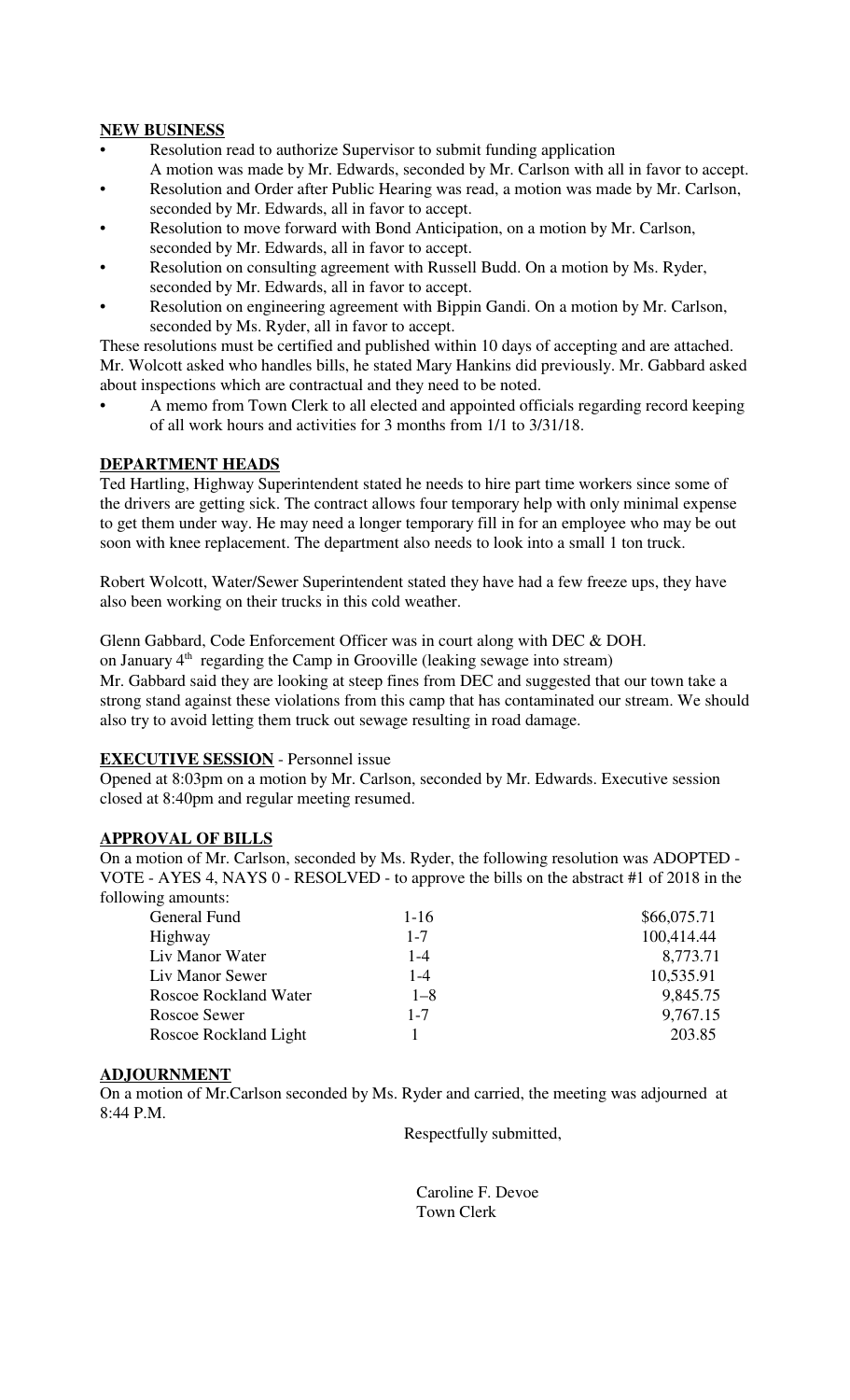**NEW BUSINESS**

- Resolution read to authorize Supervisor to submit funding application
  A motion was made by Mr. Edwards, seconded by Mr. Carlson with all in favor to accept.
- Resolution and Order after Public Hearing was read, a motion was made by Mr. Carlson, seconded by Mr. Edwards, all in favor to accept.
- Resolution to move forward with Bond Anticipation, on a motion by Mr. Carlson, seconded by Mr. Edwards, all in favor to accept.
- Resolution on consulting agreement with Russell Budd. On a motion by Ms. Ryder, seconded by Mr. Edwards, all in favor to accept.
- Resolution on engineering agreement with Bippin Gandi. On a motion by Mr. Carlson, seconded by Ms. Ryder, all in favor to accept.

These resolutions must be certified and published within 10 days of accepting and are attached. Mr. Wolcott asked who handles bills, he stated Mary Hankins did previously. Mr. Gabbard asked about inspections which are contractual and they need to be noted.

- A memo from Town Clerk to all elected and appointed officials regarding record keeping of all work hours and activities for 3 months from 1/1 to 3/31/18.

**DEPARTMENT HEADS**

Ted Hartling, Highway Superintendent stated he needs to hire part time workers since some of the drivers are getting sick. The contract allows four temporary help with only minimal expense to get them under way. He may need a longer temporary fill in for an employee who may be out soon with knee replacement. The department also needs to look into a small 1 ton truck.

Robert Wolcott, Water/Sewer Superintendent stated they have had a few freeze ups, they have also been working on their trucks in this cold weather.

Glenn Gabbard, Code Enforcement Officer was in court along with DEC & DOH. on January 4th regarding the Camp in Grooville (leaking sewage into stream) Mr. Gabbard said they are looking at steep fines from DEC and suggested that our town take a strong stand against these violations from this camp that has contaminated our stream. We should also try to avoid letting them truck out sewage resulting in road damage.

**EXECUTIVE SESSION** - Personnel issue

Opened at 8:03pm on a motion by Mr. Carlson, seconded by Mr. Edwards. Executive session closed at 8:40pm and regular meeting resumed.

**APPROVAL OF BILLS**

On a motion of Mr. Carlson, seconded by Ms. Ryder, the following resolution was ADOPTED - VOTE - AYES 4, NAYS 0 - RESOLVED - to approve the bills on the abstract #1 of 2018 in the following amounts:

| | | |
|---|---|---|
| General Fund | 1-16 | $66,075.71 |
| Highway | 1-7 | 100,414.44 |
| Liv Manor Water | 1-4 | 8,773.71 |
| Liv Manor Sewer | 1-4 | 10,535.91 |
| Roscoe Rockland Water | 1–8 | 9,845.75 |
| Roscoe Sewer | 1-7 | 9,767.15 |
| Roscoe Rockland Light | 1 | 203.85 |

**ADJOURNMENT**

On a motion of Mr.Carlson seconded by Ms. Ryder and carried, the meeting was adjourned at 8:44 P.M.

Respectfully submitted,

Caroline F. Devoe
Town Clerk